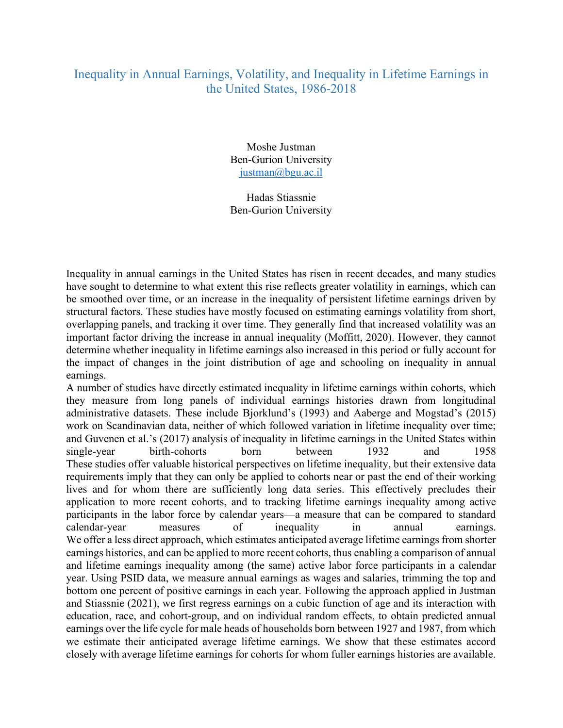# Inequality in Annual Earnings, Volatility, and Inequality in Lifetime Earnings in the United States, 1986-2018

Moshe Justman
Ben-Gurion University
justman@bgu.ac.il

Hadas Stiassnie
Ben-Gurion University

Inequality in annual earnings in the United States has risen in recent decades, and many studies have sought to determine to what extent this rise reflects greater volatility in earnings, which can be smoothed over time, or an increase in the inequality of persistent lifetime earnings driven by structural factors. These studies have mostly focused on estimating earnings volatility from short, overlapping panels, and tracking it over time. They generally find that increased volatility was an important factor driving the increase in annual inequality (Moffitt, 2020). However, they cannot determine whether inequality in lifetime earnings also increased in this period or fully account for the impact of changes in the joint distribution of age and schooling on inequality in annual earnings.

A number of studies have directly estimated inequality in lifetime earnings within cohorts, which they measure from long panels of individual earnings histories drawn from longitudinal administrative datasets. These include Bjorklund's (1993) and Aaberge and Mogstad's (2015) work on Scandinavian data, neither of which followed variation in lifetime inequality over time; and Guvenen et al.'s (2017) analysis of inequality in lifetime earnings in the United States within single-year birth-cohorts born between 1932 and 1958

These studies offer valuable historical perspectives on lifetime inequality, but their extensive data requirements imply that they can only be applied to cohorts near or past the end of their working lives and for whom there are sufficiently long data series. This effectively precludes their application to more recent cohorts, and to tracking lifetime earnings inequality among active participants in the labor force by calendar years—a measure that can be compared to standard calendar-year measures of inequality in annual earnings.

We offer a less direct approach, which estimates anticipated average lifetime earnings from shorter earnings histories, and can be applied to more recent cohorts, thus enabling a comparison of annual and lifetime earnings inequality among (the same) active labor force participants in a calendar year. Using PSID data, we measure annual earnings as wages and salaries, trimming the top and bottom one percent of positive earnings in each year. Following the approach applied in Justman and Stiassnie (2021), we first regress earnings on a cubic function of age and its interaction with education, race, and cohort-group, and on individual random effects, to obtain predicted annual earnings over the life cycle for male heads of households born between 1927 and 1987, from which we estimate their anticipated average lifetime earnings. We show that these estimates accord closely with average lifetime earnings for cohorts for whom fuller earnings histories are available.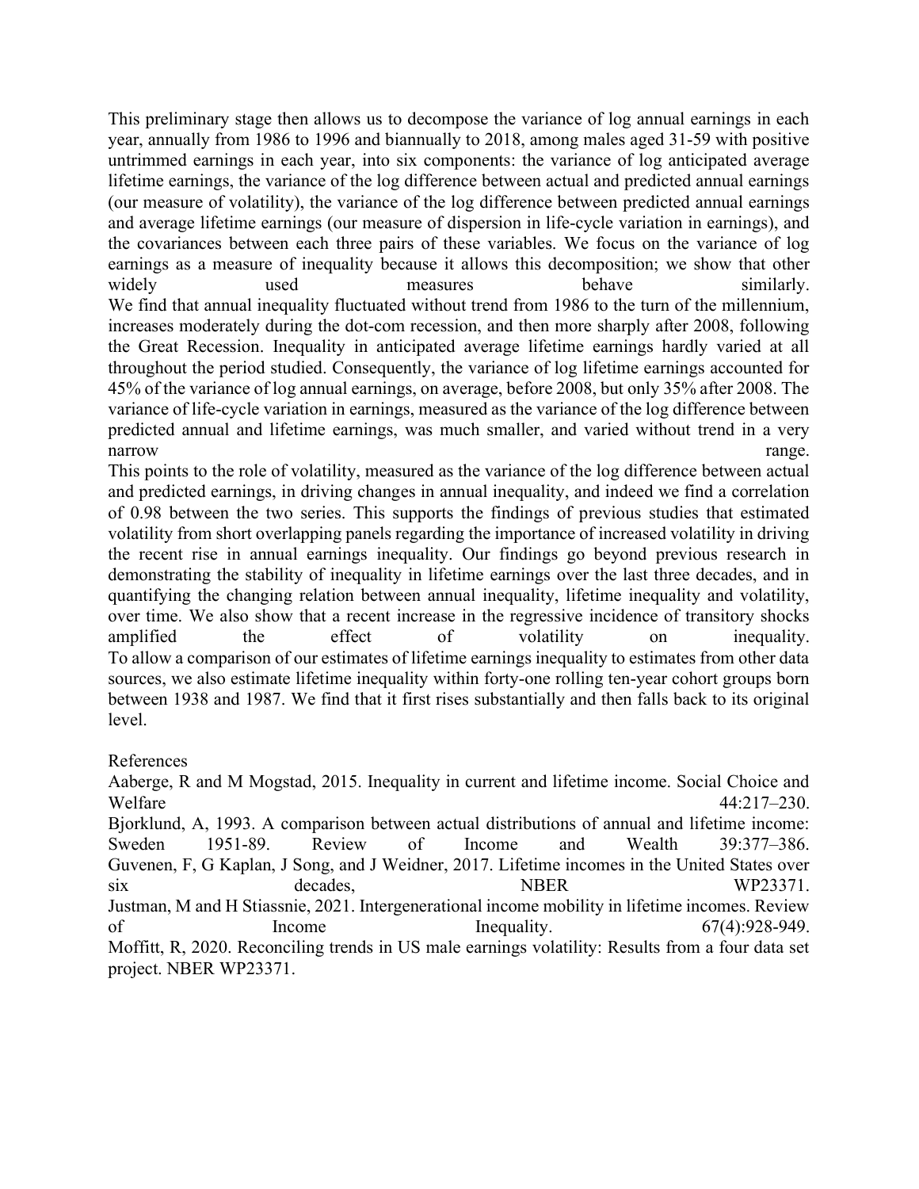This preliminary stage then allows us to decompose the variance of log annual earnings in each year, annually from 1986 to 1996 and biannually to 2018, among males aged 31-59 with positive untrimmed earnings in each year, into six components: the variance of log anticipated average lifetime earnings, the variance of the log difference between actual and predicted annual earnings (our measure of volatility), the variance of the log difference between predicted annual earnings and average lifetime earnings (our measure of dispersion in life-cycle variation in earnings), and the covariances between each three pairs of these variables. We focus on the variance of log earnings as a measure of inequality because it allows this decomposition; we show that other widely used measures behave similarly.

We find that annual inequality fluctuated without trend from 1986 to the turn of the millennium, increases moderately during the dot-com recession, and then more sharply after 2008, following the Great Recession. Inequality in anticipated average lifetime earnings hardly varied at all throughout the period studied. Consequently, the variance of log lifetime earnings accounted for 45% of the variance of log annual earnings, on average, before 2008, but only 35% after 2008. The variance of life-cycle variation in earnings, measured as the variance of the log difference between predicted annual and lifetime earnings, was much smaller, and varied without trend in a very narrow range.

This points to the role of volatility, measured as the variance of the log difference between actual and predicted earnings, in driving changes in annual inequality, and indeed we find a correlation of 0.98 between the two series. This supports the findings of previous studies that estimated volatility from short overlapping panels regarding the importance of increased volatility in driving the recent rise in annual earnings inequality. Our findings go beyond previous research in demonstrating the stability of inequality in lifetime earnings over the last three decades, and in quantifying the changing relation between annual inequality, lifetime inequality and volatility, over time. We also show that a recent increase in the regressive incidence of transitory shocks amplified the effect of volatility on inequality.

To allow a comparison of our estimates of lifetime earnings inequality to estimates from other data sources, we also estimate lifetime inequality within forty-one rolling ten-year cohort groups born between 1938 and 1987. We find that it first rises substantially and then falls back to its original level.

References

Aaberge, R and M Mogstad, 2015. Inequality in current and lifetime income. Social Choice and Welfare 44:217–230.

Bjorklund, A, 1993. A comparison between actual distributions of annual and lifetime income: Sweden 1951-89. Review of Income and Wealth 39:377–386.

Guvenen, F, G Kaplan, J Song, and J Weidner, 2017. Lifetime incomes in the United States over six decades, NBER WP23371.

Justman, M and H Stiassnie, 2021. Intergenerational income mobility in lifetime incomes. Review of Income Inequality. 67(4):928-949.

Moffitt, R, 2020. Reconciling trends in US male earnings volatility: Results from a four data set project. NBER WP23371.